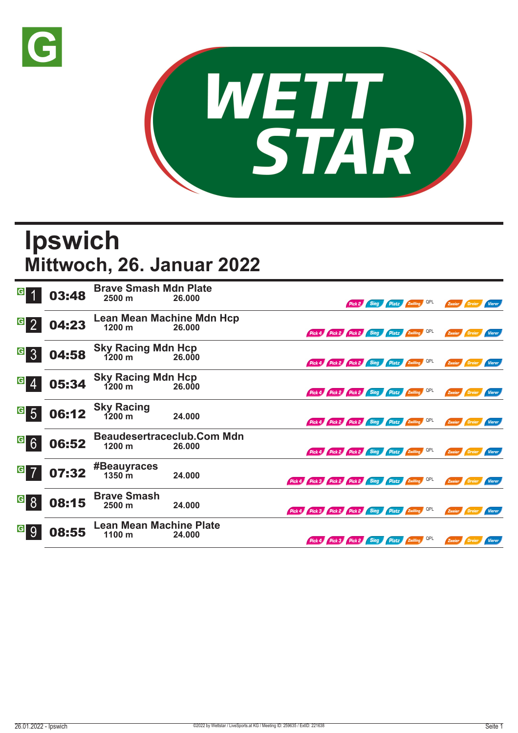# Ipswich

## Mittwoch, 26. Januar 2022

| Rennen | Zeit | Rennen / Distanz | Preisgeld | Wetten |
|---|---|---|---|---|
| 1 | 03:48 | **Brave Smash Mdn Plate** 2500 m | 26.000 | Pick 2, Sieg, Platz, Zwilling, QPL, Zweier, Dreier, Vierer |
| 2 | 04:23 | **Lean Mean Machine Mdn Hcp** 1200 m | 26.000 | Pick 4, Pick 2, Pick 2, Sieg, Platz, Zwilling, QPL, Zweier, Dreier, Vierer |
| 3 | 04:58 | **Sky Racing Mdn Hcp** 1200 m | 26.000 | Pick 4, Pick 2, Pick 2, Sieg, Platz, Zwilling, QPL, Zweier, Dreier, Vierer |
| 4 | 05:34 | **Sky Racing Mdn Hcp** 1200 m | 26.000 | Pick 4, Pick 2, Pick 2, Sieg, Platz, Zwilling, QPL, Zweier, Dreier, Vierer |
| 5 | 06:12 | **Sky Racing** 1200 m | 24.000 | Pick 4, Pick 2, Pick 2, Sieg, Platz, Zwilling, QPL, Zweier, Dreier, Vierer |
| 6 | 06:52 | **Beaudesertraceclub.Com Mdn** 1200 m | 26.000 | Pick 4, Pick 2, Pick 2, Sieg, Platz, Zwilling, QPL, Zweier, Dreier, Vierer |
| 7 | 07:32 | **#Beauyraces** 1350 m | 24.000 | Pick 4, Pick 3, Pick 2, Pick 2, Sieg, Platz, Zwilling, QPL, Zweier, Dreier, Vierer |
| 8 | 08:15 | **Brave Smash** 2500 m | 24.000 | Pick 4, Pick 3, Pick 2, Pick 2, Sieg, Platz, Zwilling, QPL, Zweier, Dreier, Vierer |
| 9 | 08:55 | **Lean Mean Machine Plate** 1100 m | 24.000 | Pick 4, Pick 3, Pick 2, Sieg, Platz, Zwilling, QPL, Zweier, Dreier, Vierer |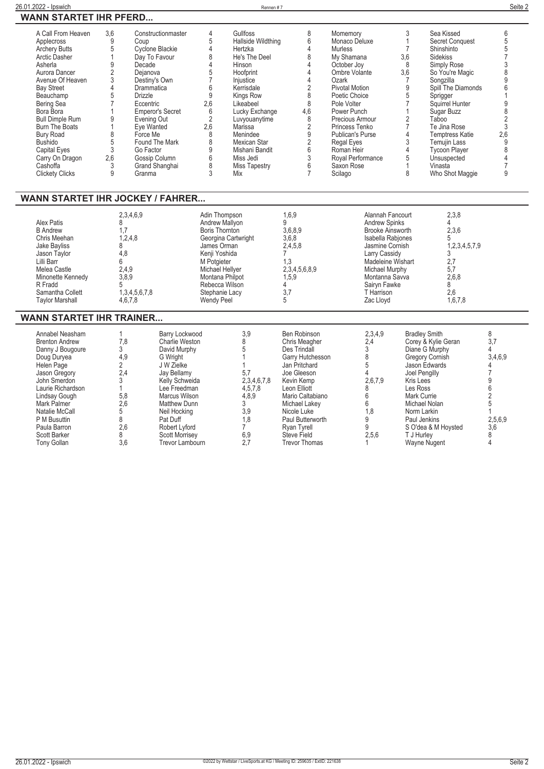## WANN STARTET IHR PFERD...

| Pferd | Rennen | Pferd | Rennen | Pferd | Rennen | Pferd | Rennen | Pferd | Rennen |
|---|---|---|---|---|---|---|---|---|---|
| A Call From Heaven | 3,6 | Constructionmaster | 4 | Gullfoss | 8 | Momemory | 3 | Sea Kissed | 6 |
| Applecross | 9 | Coup | 5 | Hallside Wildthing | 6 | Monaco Deluxe | 1 | Secret Conquest | 5 |
| Archery Butts | 5 | Cyclone Blackie | 4 | Hertzka | 4 | Murless | 7 | Shinshinto | 5 |
| Arctic Dasher | 1 | Day To Favour | 8 | He's The Deel | 8 | My Shamana | 3,6 | Sidekiss | 7 |
| Asherla | 9 | Decade | 4 | Hinson | 4 | October Joy | 8 | Simply Rose | 3 |
| Aurora Dancer | 2 | Dejanova | 5 | Hoofprint | 4 | Ombre Volante | 3,6 | So You're Magic | 8 |
| Avenue Of Heaven | 3 | Destiny's Own | 7 | Injustice | 4 | Ozark | 7 | Songzilla | 9 |
| Bay Street | 4 | Drammatica | 6 | Kerrisdale | 2 | Pivotal Motion | 9 | Spill The Diamonds | 6 |
| Beauchamp | 5 | Drizzle | 9 | Kings Row | 8 | Poetic Choice | 5 | Sprigger | 1 |
| Bering Sea | 7 | Eccentric | 2,6 | Likeabeel | 8 | Pole Volter | 7 | Squirrel Hunter | 9 |
| Bora Bora | 1 | Emperor's Secret | 6 | Lucky Exchange | 4,6 | Power Punch | 1 | Sugar Buzz | 8 |
| Bull Dimple Rum | 9 | Evening Out | 2 | Luvyouanytime | 8 | Precious Armour | 2 | Taboo | 2 |
| Burn The Boats | 1 | Eye Wanted | 2,6 | Marissa | 2 | Princess Tenko | 7 | Te Jina Rose | 3 |
| Bury Road | 8 | Force Me | 8 | Menindee | 9 | Publican's Purse | 4 | Temptress Katie | 2,6 |
| Bushido | 5 | Found The Mark | 8 | Mexican Star | 2 | Regal Eyes | 3 | Temujin Lass | 9 |
| Capital Eyes | 3 | Go Factor | 9 | Mishani Bandit | 6 | Roman Heir | 4 | Tycoon Player | 8 |
| Carry On Dragon | 2,6 | Gossip Column | 6 | Miss Jedi | 3 | Royal Performance | 5 | Unsuspected | 4 |
| Cashoffa | 3 | Grand Shanghai | 8 | Miss Tapestry | 6 | Saxon Rose | 1 | Vinasta | 7 |
| Clickety Clicks | 9 | Granma | 3 | Mix | 7 | Scilago | 8 | Who Shot Maggie | 9 |

## WANN STARTET IHR JOCKEY / FAHRER...

| Jockey | Rennen | Jockey | Rennen | Jockey | Rennen |
|---|---|---|---|---|---|
| | 2,3,4,6,9 | Adin Thompson | 1,6,9 | Alannah Fancourt | 2,3,8 |
| Alex Patis | 8 | Andrew Mallyon | 9 | Andrew Spinks | 4 |
| B Andrew | 1,7 | Boris Thornton | 3,6,8,9 | Brooke Ainsworth | 2,3,6 |
| Chris Meehan | 1,2,4,8 | Georgina Cartwright | 3,6,8 | Isabella Rabjones | 5 |
| Jake Bayliss | 8 | James Orman | 2,4,5,8 | Jasmine Cornish | 1,2,3,4,5,7,9 |
| Jason Taylor | 4,8 | Kenji Yoshida | 7 | Larry Cassidy | 3 |
| Lilli Barr | 6 | M Potgieter | 1,3 | Madeleine Wishart | 2,7 |
| Melea Castle | 2,4,9 | Michael Hellyer | 2,3,4,5,6,8,9 | Michael Murphy | 5,7 |
| Minonette Kennedy | 3,8,9 | Montana Philpot | 1,5,9 | Montanna Savva | 2,6,8 |
| R Fradd | 5 | Rebecca Wilson | 4 | Sairyn Fawke | 8 |
| Samantha Collett | 1,3,4,5,6,7,8 | Stephanie Lacy | 3,7 | T Harrison | 2,6 |
| Taylor Marshall | 4,6,7,8 | Wendy Peel | 5 | Zac Lloyd | 1,6,7,8 |

## WANN STARTET IHR TRAINER...

| Trainer | Rennen | Trainer | Rennen | Trainer | Rennen | Trainer | Rennen |
|---|---|---|---|---|---|---|---|
| Annabel Neasham | 1 | Barry Lockwood | 3,9 | Ben Robinson | 2,3,4,9 | Bradley Smith | 8 |
| Brenton Andrew | 7,8 | Charlie Weston | 8 | Chris Meagher | 2,4 | Corey & Kylie Geran | 3,7 |
| Danny J Bougoure | 3 | David Murphy | 5 | Des Trindall | 3 | Diane G Murphy | 4 |
| Doug Duryea | 4,9 | G Wright | 1 | Garry Hutchesson | 8 | Gregory Cornish | 3,4,6,9 |
| Helen Page | 2 | J W Zielke | 1 | Jan Pritchard | 5 | Jason Edwards | 4 |
| Jason Gregory | 2,4 | Jay Bellamy | 5,7 | Joe Gleeson | 4 | Joel Pengilly | 7 |
| John Smerdon | 3 | Kelly Schweida | 2,3,4,6,7,8 | Kevin Kemp | 2,6,7,9 | Kris Lees | 9 |
| Laurie Richardson | 1 | Lee Freedman | 4,5,7,8 | Leon Elliott | 8 | Les Ross | 6 |
| Lindsay Gough | 5,8 | Marcus Wilson | 4,8,9 | Mario Caltabiano | 6 | Mark Currie | 2 |
| Mark Palmer | 2,6 | Matthew Dunn | 3 | Michael Lakey | 6 | Michael Nolan | 5 |
| Natalie McCall | 5 | Neil Hocking | 3,9 | Nicole Luke | 1,8 | Norm Larkin | 1 |
| P M Busuttin | 8 | Pat Duff | 1,8 | Paul Butterworth | 9 | Paul Jenkins | 2,5,6,9 |
| Paula Barron | 2,6 | Robert Lyford | 7 | Ryan Tyrell | 9 | S O'dea & M Hoysted | 3,6 |
| Scott Barker | 8 | Scott Morrisey | 6,9 | Steve Field | 2,5,6 | T J Hurley | 8 |
| Tony Gollan | 3,6 | Trevor Lambourn | 2,7 | Trevor Thomas | 1 | Wayne Nugent | 4 |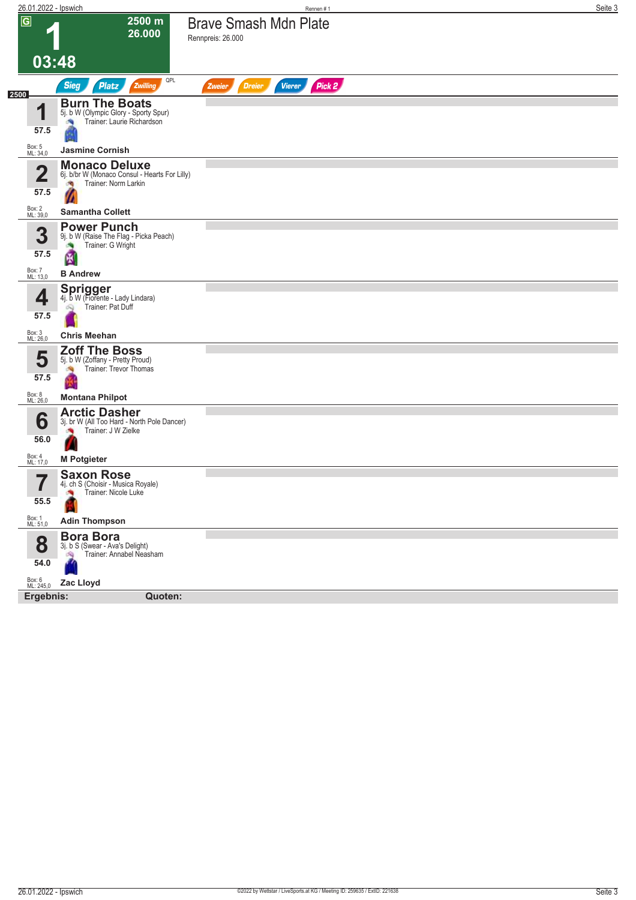# 1 — Brave Smash Mdn Plate

**G** | 2500 m | 26.000 | 03:48

Rennpreis: 26.000

Sieg | Platz | Zwilling | QPL | Zweier | Dreier | Vierer | Pick 2

**2500**

| Nr. | Gewicht | Pferd | Box / ML | Jockey |
|---|---|---|---|---|
| 1 | 57.5 | **Burn The Boats** 5j. b W (Olympic Glory - Sporty Spur) Trainer: Laurie Richardson | Box: 5 ML: 34,0 | **Jasmine Cornish** |
| 2 | 57.5 | **Monaco Deluxe** 6j. b/br W (Monaco Consul - Hearts For Lilly) Trainer: Norm Larkin | Box: 2 ML: 39,0 | **Samantha Collett** |
| 3 | 57.5 | **Power Punch** 9j. b W (Raise The Flag - Picka Peach) Trainer: G Wright | Box: 7 ML: 13,0 | **B Andrew** |
| 4 | 57.5 | **Sprigger** 4j. b W (Fiorente - Lady Lindara) Trainer: Pat Duff | Box: 3 ML: 26,0 | **Chris Meehan** |
| 5 | 57.5 | **Zoff The Boss** 5j. b W (Zoffany - Pretty Proud) Trainer: Trevor Thomas | Box: 8 ML: 26,0 | **Montana Philpot** |
| 6 | 56.0 | **Arctic Dasher** 3j. br W (All Too Hard - North Pole Dancer) Trainer: J W Zielke | Box: 4 ML: 17,0 | **M Potgieter** |
| 7 | 55.5 | **Saxon Rose** 4j. ch S (Choisir - Musica Royale) Trainer: Nicole Luke | Box: 1 ML: 51,0 | **Adin Thompson** |
| 8 | 54.0 | **Bora Bora** 3j. b S (Swear - Ava's Delight) Trainer: Annabel Neasham | Box: 6 ML: 245,0 | **Zac Lloyd** |

**Ergebnis:** **Quoten:**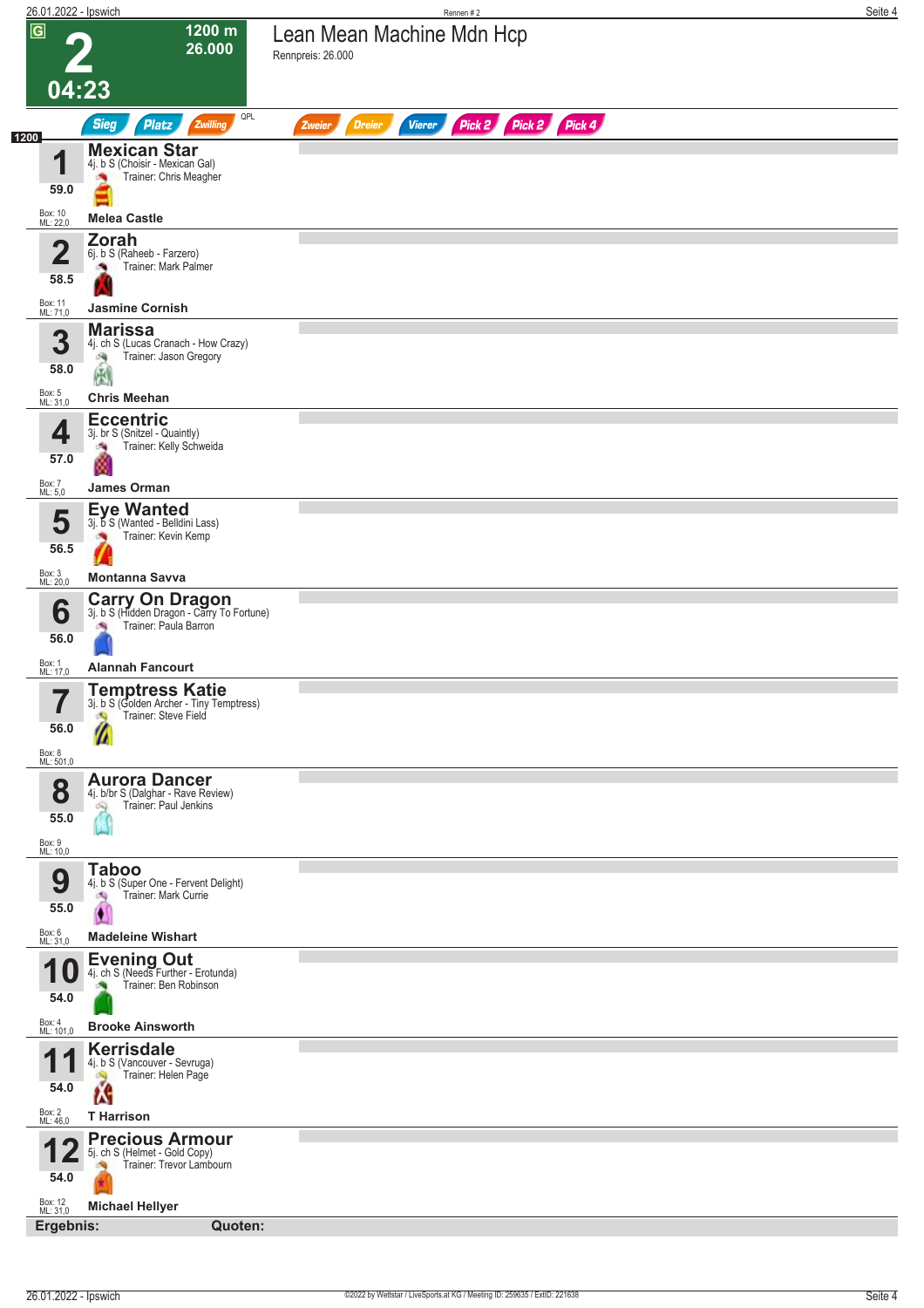# 2

**G**

**1200 m**
**26.000**

**04:23**

## Lean Mean Machine Mdn Hcp

Rennpreis: 26.000

Sieg | Platz | Zwilling | QPL | Zweier | Dreier | Vierer | Pick 2 | Pick 2 | Pick 4

**1200**

| Nr. | Gewicht | Pferd | Details | Trainer | Jockey | Box | ML |
|---|---|---|---|---|---|---|---|
| 1 | 59.0 | **Mexican Star** | 4j. b S (Choisir - Mexican Gal) | Trainer: Chris Meagher | **Melea Castle** | 10 | 22,0 |
| 2 | 58.5 | **Zorah** | 6j. b S (Raheeb - Farzero) | Trainer: Mark Palmer | **Jasmine Cornish** | 11 | 71,0 |
| 3 | 58.0 | **Marissa** | 4j. ch S (Lucas Cranach - How Crazy) | Trainer: Jason Gregory | **Chris Meehan** | 5 | 31,0 |
| 4 | 57.0 | **Eccentric** | 3j. br S (Snitzel - Quaintly) | Trainer: Kelly Schweida | **James Orman** | 7 | 5,0 |
| 5 | 56.5 | **Eye Wanted** | 3j. b S (Wanted - Belldini Lass) | Trainer: Kevin Kemp | **Montanna Savva** | 3 | 20,0 |
| 6 | 56.0 | **Carry On Dragon** | 3j. b S (Hidden Dragon - Carry To Fortune) | Trainer: Paula Barron | **Alannah Fancourt** | 1 | 17,0 |
| 7 | 56.0 | **Temptress Katie** | 3j. b S (Golden Archer - Tiny Temptress) | Trainer: Steve Field | | 8 | 501,0 |
| 8 | 55.0 | **Aurora Dancer** | 4j. b/br S (Dalghar - Rave Review) | Trainer: Paul Jenkins | | 9 | 10,0 |
| 9 | 55.0 | **Taboo** | 4j. b S (Super One - Fervent Delight) | Trainer: Mark Currie | **Madeleine Wishart** | 6 | 31,0 |
| 10 | 54.0 | **Evening Out** | 4j. ch S (Needs Further - Erotunda) | Trainer: Ben Robinson | **Brooke Ainsworth** | 4 | 101,0 |
| 11 | 54.0 | **Kerrisdale** | 4j. b S (Vancouver - Sevruga) | Trainer: Helen Page | **T Harrison** | 2 | 46,0 |
| 12 | 54.0 | **Precious Armour** | 5j. ch S (Helmet - Gold Copy) | Trainer: Trevor Lambourn | **Michael Hellyer** | 12 | 31,0 |

**Ergebnis:** **Quoten:**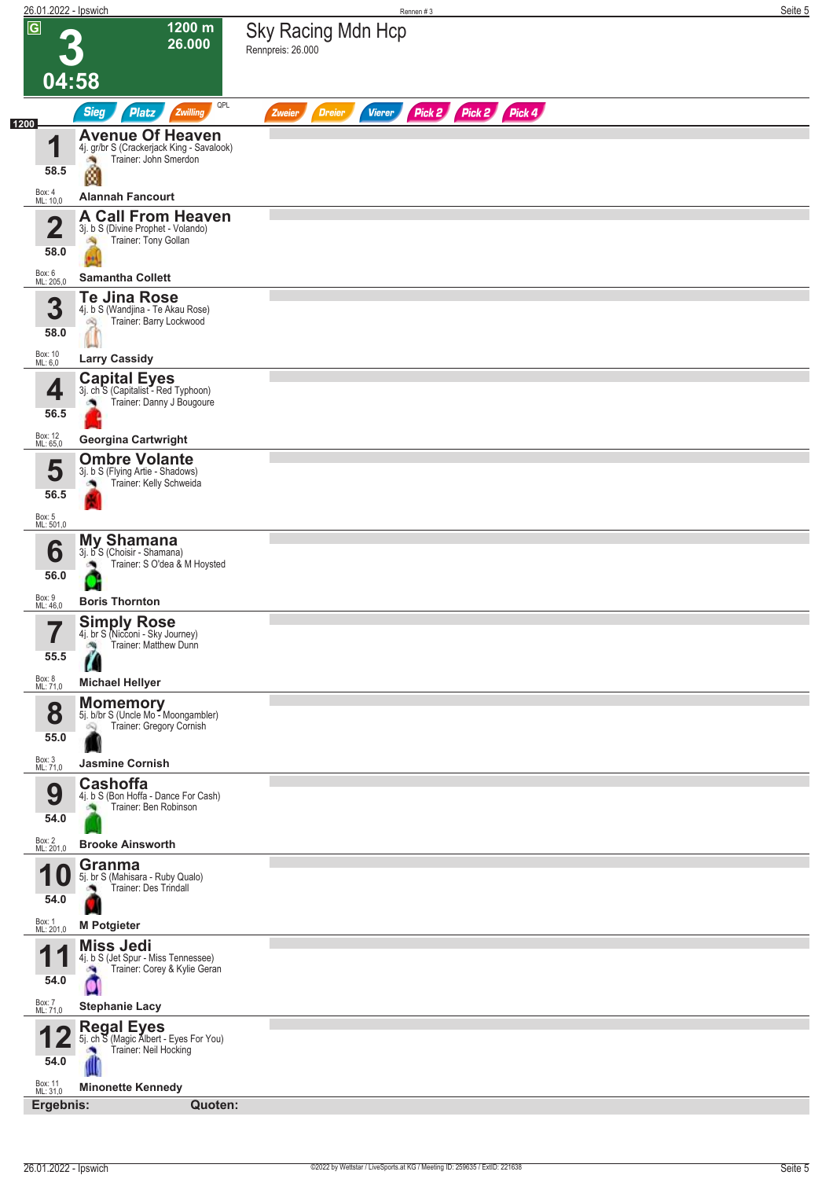# 3 — 1200 m — 26.000 — 04:58

## Sky Racing Mdn Hcp

Rennpreis: 26.000

Sieg | Platz | Zwilling | QPL | Zweier | Dreier | Vierer | Pick 2 | Pick 2 | Pick 4

1200

| Nr. | Gewicht | Pferd | Abstammung | Trainer | Jockey | Box | ML |
|---|---|---|---|---|---|---|---|
| 1 | 58.5 | **Avenue Of Heaven** | 4j. gr/br S (Crackerjack King - Savalook) | John Smerdon | Alannah Fancourt | 4 | 10,0 |
| 2 | 58.0 | **A Call From Heaven** | 3j. b S (Divine Prophet - Volando) | Tony Gollan | Samantha Collett | 6 | 205,0 |
| 3 | 58.0 | **Te Jina Rose** | 4j. b S (Wandjina - Te Akau Rose) | Barry Lockwood | Larry Cassidy | 10 | 6,0 |
| 4 | 56.5 | **Capital Eyes** | 3j. ch S (Capitalist - Red Typhoon) | Danny J Bougoure | Georgina Cartwright | 12 | 65,0 |
| 5 | 56.5 | **Ombre Volante** | 3j. b S (Flying Artie - Shadows) | Kelly Schweida | | 5 | 501,0 |
| 6 | 56.0 | **My Shamana** | 3j. b S (Choisir - Shamana) | S O'dea & M Hoysted | Boris Thornton | 9 | 46,0 |
| 7 | 55.5 | **Simply Rose** | 4j. br S (Nicconi - Sky Journey) | Matthew Dunn | Michael Hellyer | 8 | 71,0 |
| 8 | 55.0 | **Momemory** | 5j. b/br S (Uncle Mo - Moongambler) | Gregory Cornish | Jasmine Cornish | 3 | 71,0 |
| 9 | 54.0 | **Cashoffa** | 4j. b S (Bon Hoffa - Dance For Cash) | Ben Robinson | Brooke Ainsworth | 2 | 201,0 |
| 10 | 54.0 | **Granma** | 5j. br S (Mahisara - Ruby Qualo) | Des Trindall | M Potgieter | 1 | 201,0 |
| 11 | 54.0 | **Miss Jedi** | 4j. b S (Jet Spur - Miss Tennessee) | Corey & Kylie Geran | Stephanie Lacy | 7 | 71,0 |
| 12 | 54.0 | **Regal Eyes** | 5j. ch S (Magic Albert - Eyes For You) | Neil Hocking | Minonette Kennedy | 11 | 31,0 |

**Ergebnis:** **Quoten:**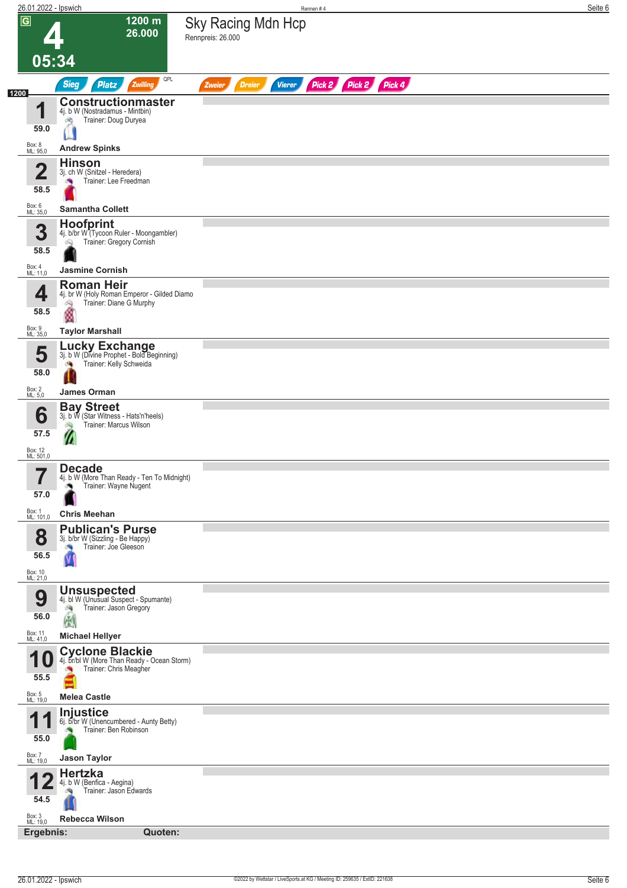# 4

1200 m
26.000

05:34

## Sky Racing Mdn Hcp

Rennpreis: 26.000

Sieg | Platz | Zwilling | QPL | Zweier | Dreier | Vierer | Pick 2 | Pick 2 | Pick 4

1200

| Nr. | Gewicht | Pferd | Details | Trainer | Jockey | Box | ML |
|---|---|---|---|---|---|---|---|
| 1 | 59.0 | **Constructionmaster** | 4j. b W (Nostradamus - Mintbin) | Trainer: Doug Duryea | **Andrew Spinks** | Box: 8 | ML: 95,0 |
| 2 | 58.5 | **Hinson** | 3j. ch W (Snitzel - Heredera) | Trainer: Lee Freedman | **Samantha Collett** | Box: 6 | ML: 35,0 |
| 3 | 58.5 | **Hoofprint** | 4j. b/br W (Tycoon Ruler - Moongambler) | Trainer: Gregory Cornish | **Jasmine Cornish** | Box: 4 | ML: 11,0 |
| 4 | 58.5 | **Roman Heir** | 4j. br W (Holy Roman Emperor - Gilded Diamo | Trainer: Diane G Murphy | **Taylor Marshall** | Box: 9 | ML: 35,0 |
| 5 | 58.0 | **Lucky Exchange** | 3j. b W (Divine Prophet - Bold Beginning) | Trainer: Kelly Schweida | **James Orman** | Box: 2 | ML: 5,0 |
| 6 | 57.5 | **Bay Street** | 3j. b W (Star Witness - Hats'n'heels) | Trainer: Marcus Wilson | | Box: 12 | ML: 501,0 |
| 7 | 57.0 | **Decade** | 4j. b W (More Than Ready - Ten To Midnight) | Trainer: Wayne Nugent | **Chris Meehan** | Box: 1 | ML: 101,0 |
| 8 | 56.5 | **Publican's Purse** | 3j. b/br W (Sizzling - Be Happy) | Trainer: Joe Gleeson | | Box: 10 | ML: 21,0 |
| 9 | 56.0 | **Unsuspected** | 4j. bl W (Unusual Suspect - Spumante) | Trainer: Jason Gregory | **Michael Hellyer** | Box: 11 | ML: 41,0 |
| 10 | 55.5 | **Cyclone Blackie** | 4j. br/bl W (More Than Ready - Ocean Storm) | Trainer: Chris Meagher | **Melea Castle** | Box: 5 | ML: 19,0 |
| 11 | 55.0 | **Injustice** | 6j. b/br W (Unencumbered - Aunty Betty) | Trainer: Ben Robinson | **Jason Taylor** | Box: 7 | ML: 19,0 |
| 12 | 54.5 | **Hertzka** | 4j. b W (Benfica - Aegina) | Trainer: Jason Edwards | **Rebecca Wilson** | Box: 3 | ML: 19,0 |

**Ergebnis:** **Quoten:**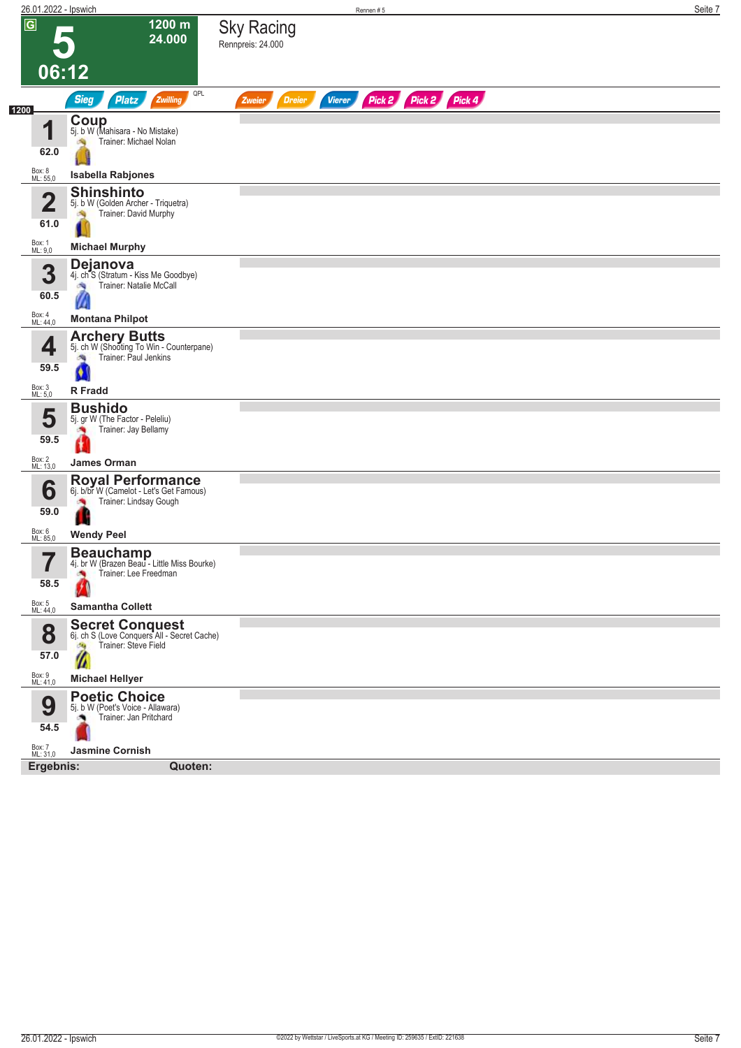# 5 — Sky Racing

**1200 m** · **24.000** · **06:12** · G

Rennpreis: 24.000

Sieg · Platz · Zwilling · QPL · Zweier · Dreier · Vierer · Pick 2 · Pick 2 · Pick 4

**1200**

| Nr. | Gewicht | Pferd | Details | Trainer | Jockey | Box | ML |
|---|---|---|---|---|---|---|---|
| 1 | 62.0 | **Coup** | 5j. b W (Mahisara - No Mistake) | Michael Nolan | **Isabella Rabjones** | 8 | 55,0 |
| 2 | 61.0 | **Shinshinto** | 5j. b W (Golden Archer - Triquetra) | David Murphy | **Michael Murphy** | 1 | 9,0 |
| 3 | 60.5 | **Dejanova** | 4j. ch S (Stratum - Kiss Me Goodbye) | Natalie McCall | **Montana Philpot** | 4 | 44,0 |
| 4 | 59.5 | **Archery Butts** | 5j. ch W (Shooting To Win - Counterpane) | Paul Jenkins | **R Fradd** | 3 | 5,0 |
| 5 | 59.5 | **Bushido** | 5j. gr W (The Factor - Peleliu) | Jay Bellamy | **James Orman** | 2 | 13,0 |
| 6 | 59.0 | **Royal Performance** | 6j. b/br W (Camelot - Let's Get Famous) | Lindsay Gough | **Wendy Peel** | 6 | 85,0 |
| 7 | 58.5 | **Beauchamp** | 4j. br W (Brazen Beau - Little Miss Bourke) | Lee Freedman | **Samantha Collett** | 5 | 44,0 |
| 8 | 57.0 | **Secret Conquest** | 6j. ch S (Love Conquers All - Secret Cache) | Steve Field | **Michael Hellyer** | 9 | 41,0 |
| 9 | 54.5 | **Poetic Choice** | 5j. b W (Poet's Voice - Allawara) | Jan Pritchard | **Jasmine Cornish** | 7 | 31,0 |

**Ergebnis:** **Quoten:**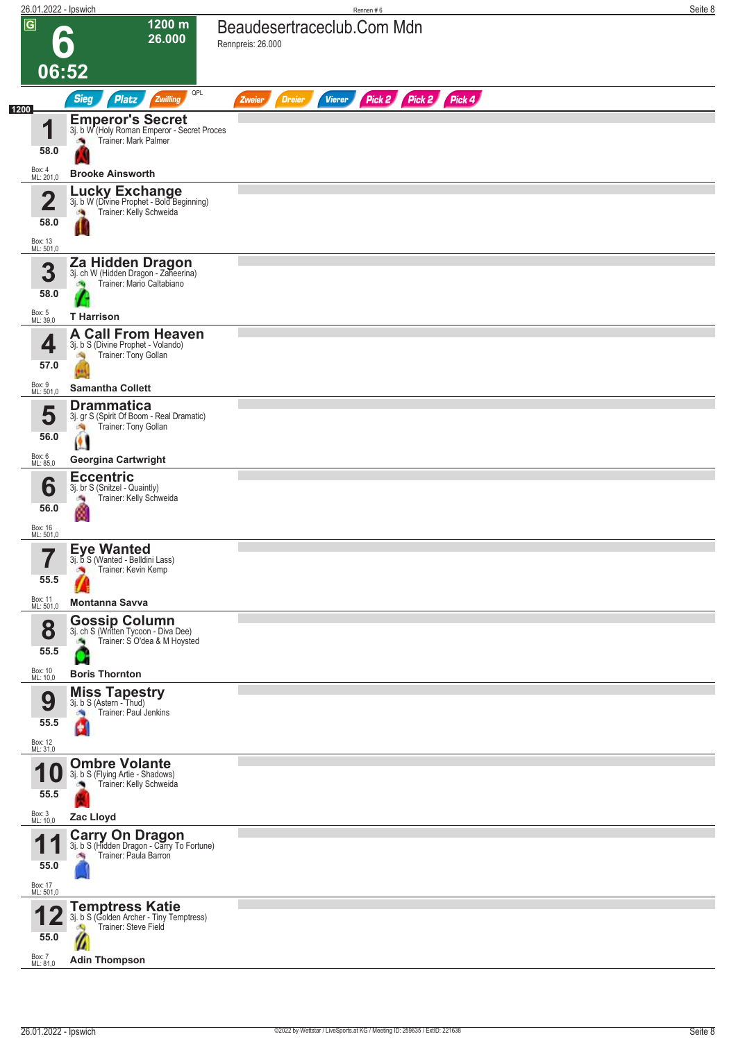# 6

**1200 m**
**26.000**

**06:52**

## Beaudesertraceclub.Com Mdn

Rennpreis: 26.000

Sieg | Platz | Zwilling | QPL | Zweier | Dreier | Vierer | Pick 2 | Pick 2 | Pick 4

**1200**

---

**1** **Emperor's Secret**
3j. b W (Holy Roman Emperor - Secret Proces
Trainer: Mark Palmer
58.0
Box: 4
ML: 201,0
**Brooke Ainsworth**

---

**2** **Lucky Exchange**
3j. b W (Divine Prophet - Bold Beginning)
Trainer: Kelly Schweida
58.0
Box: 13
ML: 501,0

---

**3** **Za Hidden Dragon**
3j. ch W (Hidden Dragon - Zaheerina)
Trainer: Mario Caltabiano
58.0
Box: 5
ML: 39,0
**T Harrison**

---

**4** **A Call From Heaven**
3j. b S (Divine Prophet - Volando)
Trainer: Tony Gollan
57.0
Box: 9
ML: 501,0
**Samantha Collett**

---

**5** **Drammatica**
3j. gr S (Spirit Of Boom - Real Dramatic)
Trainer: Tony Gollan
56.0
Box: 6
ML: 85,0
**Georgina Cartwright**

---

**6** **Eccentric**
3j. br S (Snitzel - Quaintly)
Trainer: Kelly Schweida
56.0
Box: 16
ML: 501,0

---

**7** **Eye Wanted**
3j. b S (Wanted - Belldini Lass)
Trainer: Kevin Kemp
55.5
Box: 11
ML: 501,0
**Montanna Savva**

---

**8** **Gossip Column**
3j. ch S (Written Tycoon - Diva Dee)
Trainer: S O'dea & M Hoysted
55.5
Box: 10
ML: 10,0
**Boris Thornton**

---

**9** **Miss Tapestry**
3j. b S (Astern - Thud)
Trainer: Paul Jenkins
55.5
Box: 12
ML: 31,0

---

**10** **Ombre Volante**
3j. b S (Flying Artie - Shadows)
Trainer: Kelly Schweida
55.5
Box: 3
ML: 10,0
**Zac Lloyd**

---

**11** **Carry On Dragon**
3j. b S (Hidden Dragon - Carry To Fortune)
Trainer: Paula Barron
55.0
Box: 17
ML: 501,0

---

**12** **Temptress Katie**
3j. b S (Golden Archer - Tiny Temptress)
Trainer: Steve Field
55.0
Box: 7
ML: 81,0
**Adin Thompson**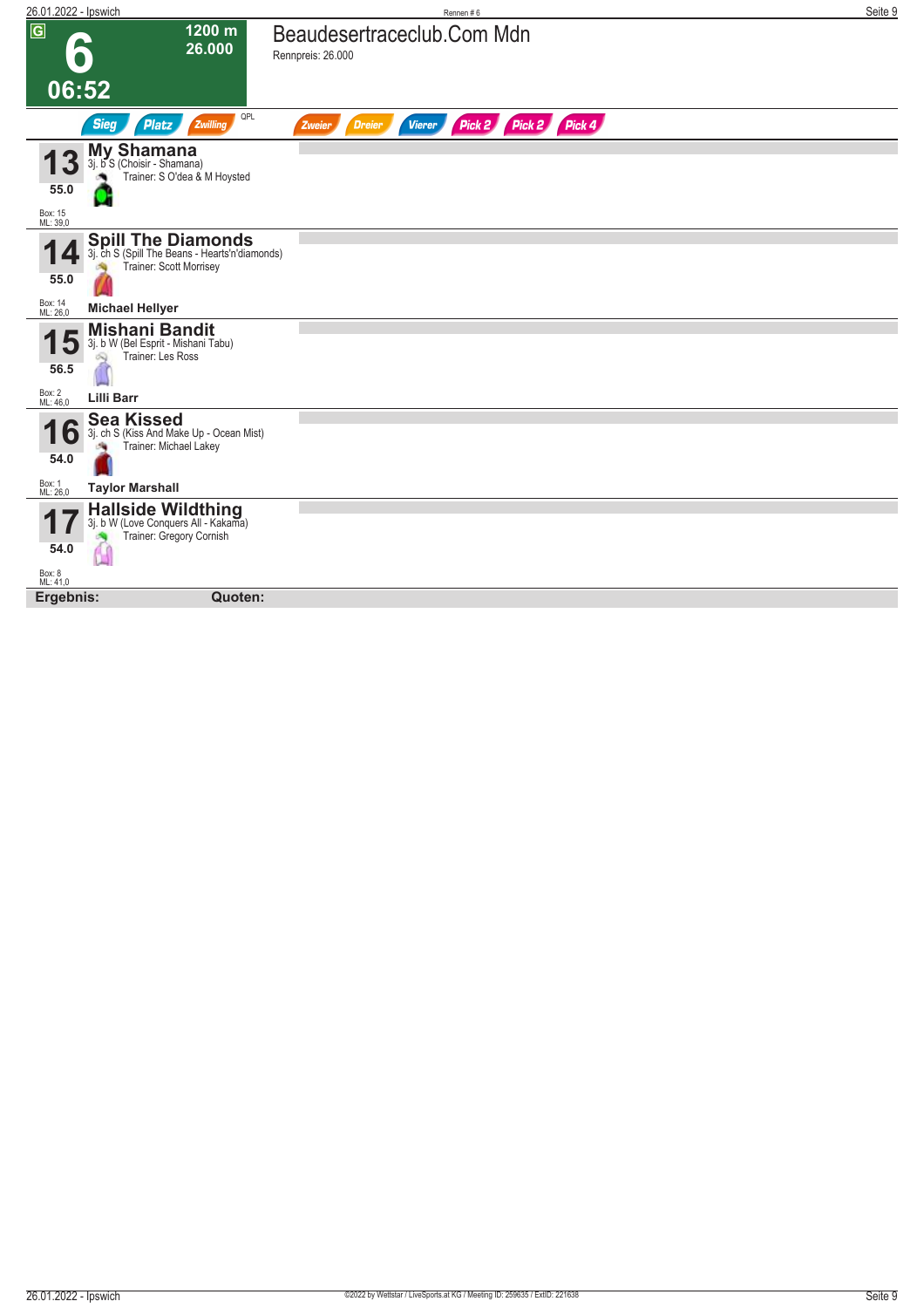# 6 — Beaudesertraceclub.Com Mdn

G | 1200 m | 26.000 | 06:52

Rennpreis: 26.000

Sieg | Platz | Zwilling | QPL | Zweier | Dreier | Vierer | Pick 2 | Pick 2 | Pick 4

**13 My Shamana**
3j. b S (Choisir - Shamana)
Trainer: S O'dea & M Hoysted
55.0
Box: 15
ML: 39,0

**14 Spill The Diamonds**
3j. ch S (Spill The Beans - Hearts'n'diamonds)
Trainer: Scott Morrisey
55.0
Box: 14
ML: 26,0
**Michael Hellyer**

**15 Mishani Bandit**
3j. b W (Bel Esprit - Mishani Tabu)
Trainer: Les Ross
56.5
Box: 2
ML: 46,0
**Lilli Barr**

**16 Sea Kissed**
3j. ch S (Kiss And Make Up - Ocean Mist)
Trainer: Michael Lakey
54.0
Box: 1
ML: 26,0
**Taylor Marshall**

**17 Hallside Wildthing**
3j. b W (Love Conquers All - Kakama)
Trainer: Gregory Cornish
54.0
Box: 8
ML: 41,0

**Ergebnis:** **Quoten:**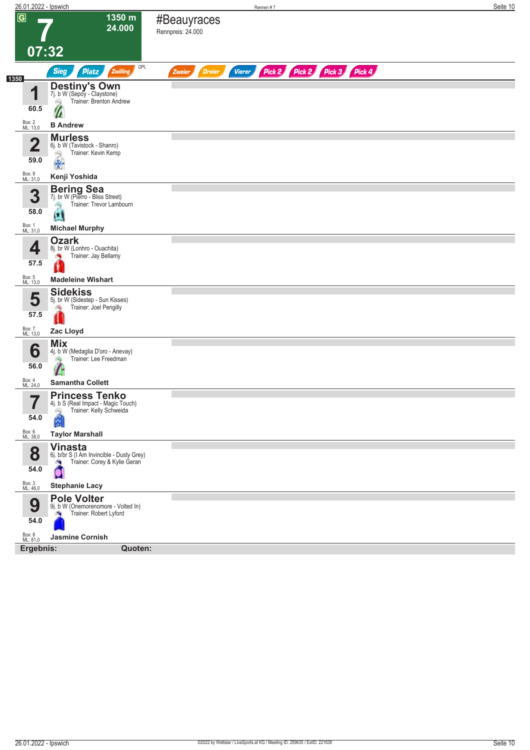# 7

**1350 m**
**24.000**

**07:32**

## #Beauyraces

Rennpreis: 24.000

Sieg | Platz | Zwilling | QPL | Zweier | Dreier | Vierer | Pick 2 | Pick 2 | Pick 3 | Pick 4

1350

| Nr. | Gewicht | Pferd | Abstammung | Trainer | Jockey | Box | ML |
|---|---|---|---|---|---|---|---|
| 1 | 60.5 | **Destiny's Own** | 7j. b W (Sepoy - Claystone) | Brenton Andrew | **B Andrew** | 2 | 13,0 |
| 2 | 59.0 | **Murless** | 6j. b W (Tavistock - Shanro) | Kevin Kemp | **Kenji Yoshida** | 9 | 31,0 |
| 3 | 58.0 | **Bering Sea** | 7j. br W (Pierro - Bliss Street) | Trevor Lambourn | **Michael Murphy** | 1 | 31,0 |
| 4 | 57.5 | **Ozark** | 8j. br W (Lonhro - Ouachita) | Jay Bellamy | **Madeleine Wishart** | 5 | 13,0 |
| 5 | 57.5 | **Sidekiss** | 5j. br W (Sidestep - Sun Kisses) | Joel Pengilly | **Zac Lloyd** | 7 | 13,0 |
| 6 | 56.0 | **Mix** | 4j. b W (Medaglia D'oro - Anevay) | Lee Freedman | **Samantha Collett** | 4 | 24,0 |
| 7 | 54.0 | **Princess Tenko** | 4j. b S (Real Impact - Magic Touch) | Kelly Schweida | **Taylor Marshall** | 6 | 38,0 |
| 8 | 54.0 | **Vinasta** | 6j. b/br S (I Am Invincible - Dusty Grey) | Corey & Kylie Geran | **Stephanie Lacy** | 3 | 46,0 |
| 9 | 54.0 | **Pole Volter** | 9j. b W (Onemorenomore - Volted In) | Robert Lyford | **Jasmine Cornish** | 8 | 81,0 |

**Ergebnis:** **Quoten:**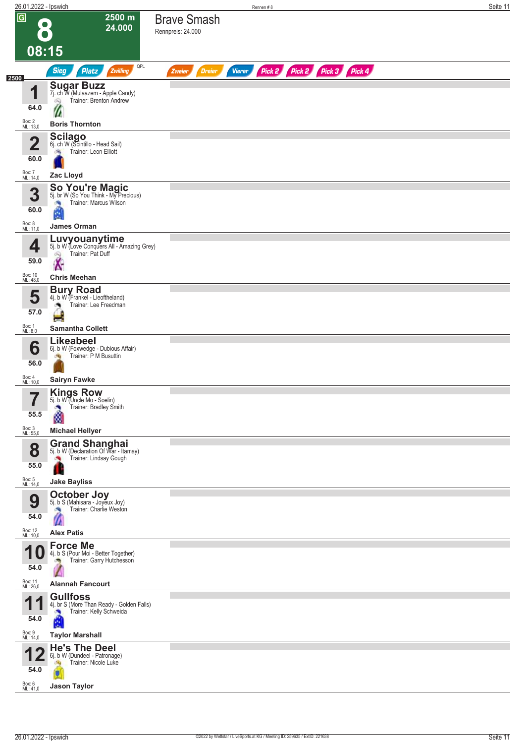# 8

**2500 m** **24.000**

**08:15**

## Brave Smash

Rennpreis: 24.000

Sieg | Platz | Zwilling | QPL | Zweier | Dreier | Vierer | Pick 2 | Pick 2 | Pick 3 | Pick 4

2500

| Nr. | Pferd | Gewicht | Box | ML | Jockey |
|---|---|---|---|---|---|
| 1 | **Sugar Buzz** 7j. ch W (Mulaazem - Apple Candy) Trainer: Brenton Andrew | 64.0 | 2 | 13,0 | Boris Thornton |
| 2 | **Scilago** 6j. ch W (Scintillo - Head Sail) Trainer: Leon Elliott | 60.0 | 7 | 14,0 | Zac Lloyd |
| 3 | **So You're Magic** 5j. br W (So You Think - My Precious) Trainer: Marcus Wilson | 60.0 | 8 | 11,0 | James Orman |
| 4 | **Luvyouanytime** 5j. b W (Love Conquers All - Amazing Grey) Trainer: Pat Duff | 59.0 | 10 | 48,0 | Chris Meehan |
| 5 | **Bury Road** 4j. b W (Frankel - Lieoftheland) Trainer: Lee Freedman | 57.0 | 1 | 8,0 | Samantha Collett |
| 6 | **Likeabeel** 6j. b W (Foxwedge - Dubious Affair) Trainer: P M Busuttin | 56.0 | 4 | 10,0 | Sairyn Fawke |
| 7 | **Kings Row** 5j. b W (Uncle Mo - Soelin) Trainer: Bradley Smith | 55.5 | 3 | 55,0 | Michael Hellyer |
| 8 | **Grand Shanghai** 5j. b W (Declaration Of War - Itamay) Trainer: Lindsay Gough | 55.0 | 5 | 14,0 | Jake Bayliss |
| 9 | **October Joy** 5j. b S (Mahisara - Joyeux Joy) Trainer: Charlie Weston | 54.0 | 12 | 10,0 | Alex Patis |
| 10 | **Force Me** 4j. b S (Pour Moi - Better Together) Trainer: Garry Hutchesson | 54.0 | 11 | 26,0 | Alannah Fancourt |
| 11 | **Gullfoss** 4j. br S (More Than Ready - Golden Falls) Trainer: Kelly Schweida | 54.0 | 9 | 14,0 | Taylor Marshall |
| 12 | **He's The Deel** 6j. b W (Dundeel - Patronage) Trainer: Nicole Luke | 54.0 | 6 | 41,0 | Jason Taylor |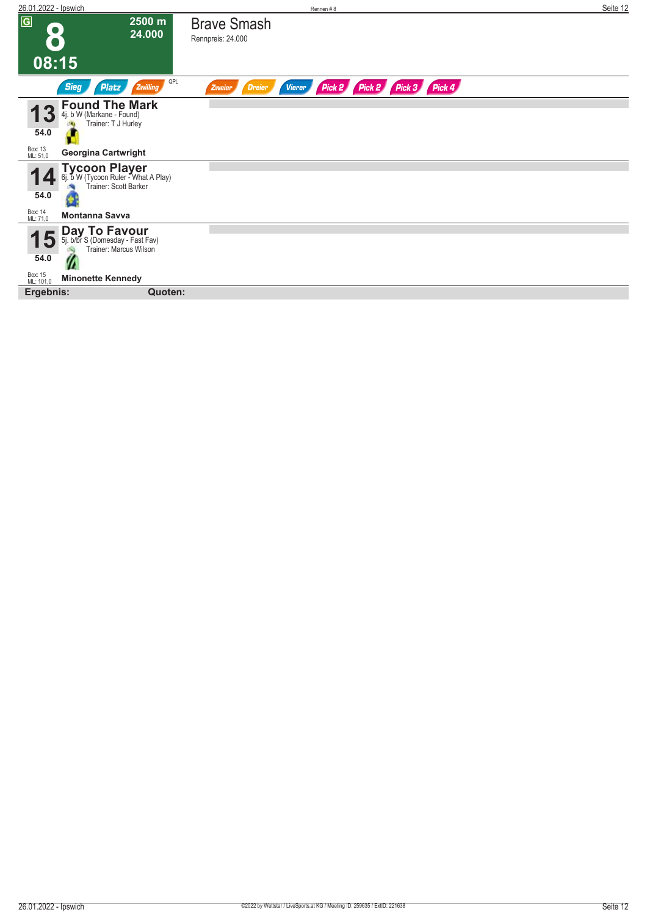**G**

# 8

**2500 m**
**24.000**

**08:15**

## Brave Smash

Rennpreis: 24.000

Sieg | Platz | Zwilling | QPL | Zweier | Dreier | Vierer | Pick 2 | Pick 2 | Pick 3 | Pick 4

**13** **Found The Mark**
4j. b W (Markane - Found)
Trainer: T J Hurley
54.0
Box: 13
ML: 51,0
**Georgina Cartwright**

**14** **Tycoon Player**
6j. b W (Tycoon Ruler - What A Play)
Trainer: Scott Barker
54.0
Box: 14
ML: 71,0
**Montanna Savva**

**15** **Day To Favour**
5j. b/br S (Domesday - Fast Fav)
Trainer: Marcus Wilson
54.0
Box: 15
ML: 101,0
**Minonette Kennedy**

**Ergebnis:** **Quoten:**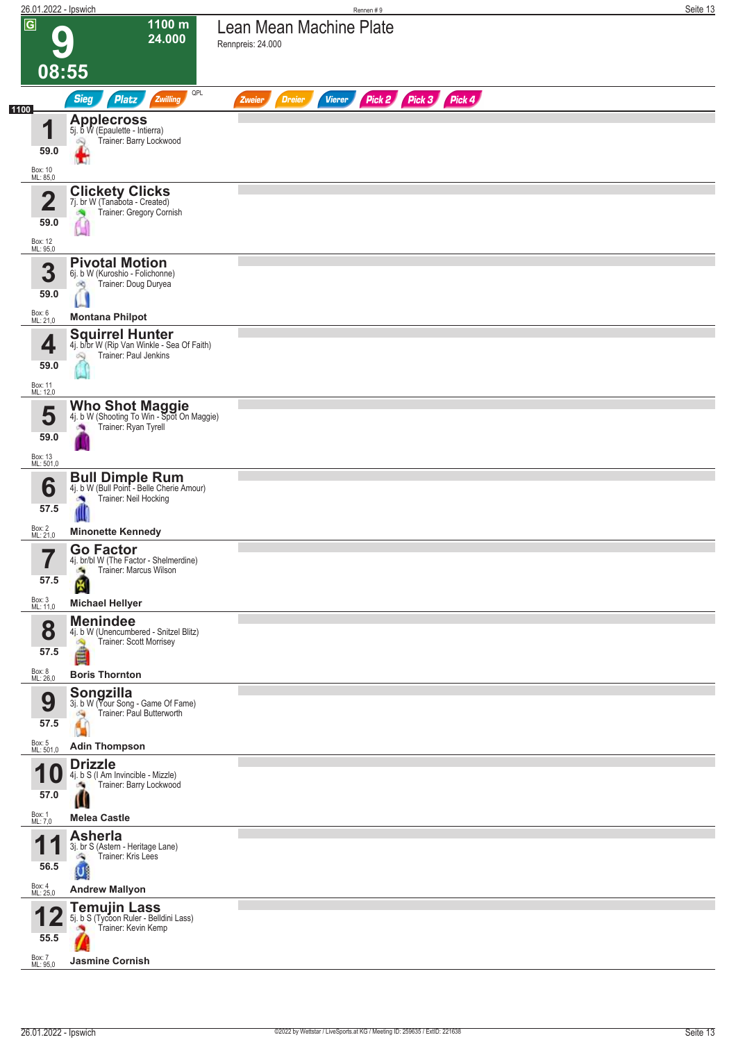# 9 — Lean Mean Machine Plate

1100 m — 24.000 — 08:55

Rennpreis: 24.000

Sieg | Platz | Zwilling | QPL | Zweier | Dreier | Vierer | Pick 2 | Pick 3 | Pick 4

1100

**1 Applecross** — 59.0
5j. b W (Epaulette - Intierra)
Trainer: Barry Lockwood
Box: 10
ML: 85,0

**2 Clickety Clicks** — 59.0
7j. br W (Tanabota - Created)
Trainer: Gregory Cornish
Box: 12
ML: 95,0

**3 Pivotal Motion** — 59.0
6j. b W (Kuroshio - Folichonne)
Trainer: Doug Duryea
Box: 6
ML: 21,0
**Montana Philpot**

**4 Squirrel Hunter** — 59.0
4j. b/br W (Rip Van Winkle - Sea Of Faith)
Trainer: Paul Jenkins
Box: 11
ML: 12,0

**5 Who Shot Maggie** — 59.0
4j. b W (Shooting To Win - Spot On Maggie)
Trainer: Ryan Tyrell
Box: 13
ML: 501,0

**6 Bull Dimple Rum** — 57.5
4j. b W (Bull Point - Belle Cherie Amour)
Trainer: Neil Hocking
Box: 2
ML: 21,0
**Minonette Kennedy**

**7 Go Factor** — 57.5
4j. br/bl W (The Factor - Shelmerdine)
Trainer: Marcus Wilson
Box: 3
ML: 11,0
**Michael Hellyer**

**8 Menindee** — 57.5
4j. b W (Unencumbered - Snitzel Blitz)
Trainer: Scott Morrisey
Box: 8
ML: 26,0
**Boris Thornton**

**9 Songzilla** — 57.5
3j. b W (Your Song - Game Of Fame)
Trainer: Paul Butterworth
Box: 5
ML: 501,0
**Adin Thompson**

**10 Drizzle** — 57.0
4j. b S (I Am Invincible - Mizzle)
Trainer: Barry Lockwood
Box: 1
ML: 7,0
**Melea Castle**

**11 Asherla** — 56.5
3j. br S (Astern - Heritage Lane)
Trainer: Kris Lees
Box: 4
ML: 25,0
**Andrew Mallyon**

**12 Temujin Lass** — 55.5
5j. b S (Tycoon Ruler - Belldini Lass)
Trainer: Kevin Kemp
Box: 7
ML: 95,0
**Jasmine Cornish**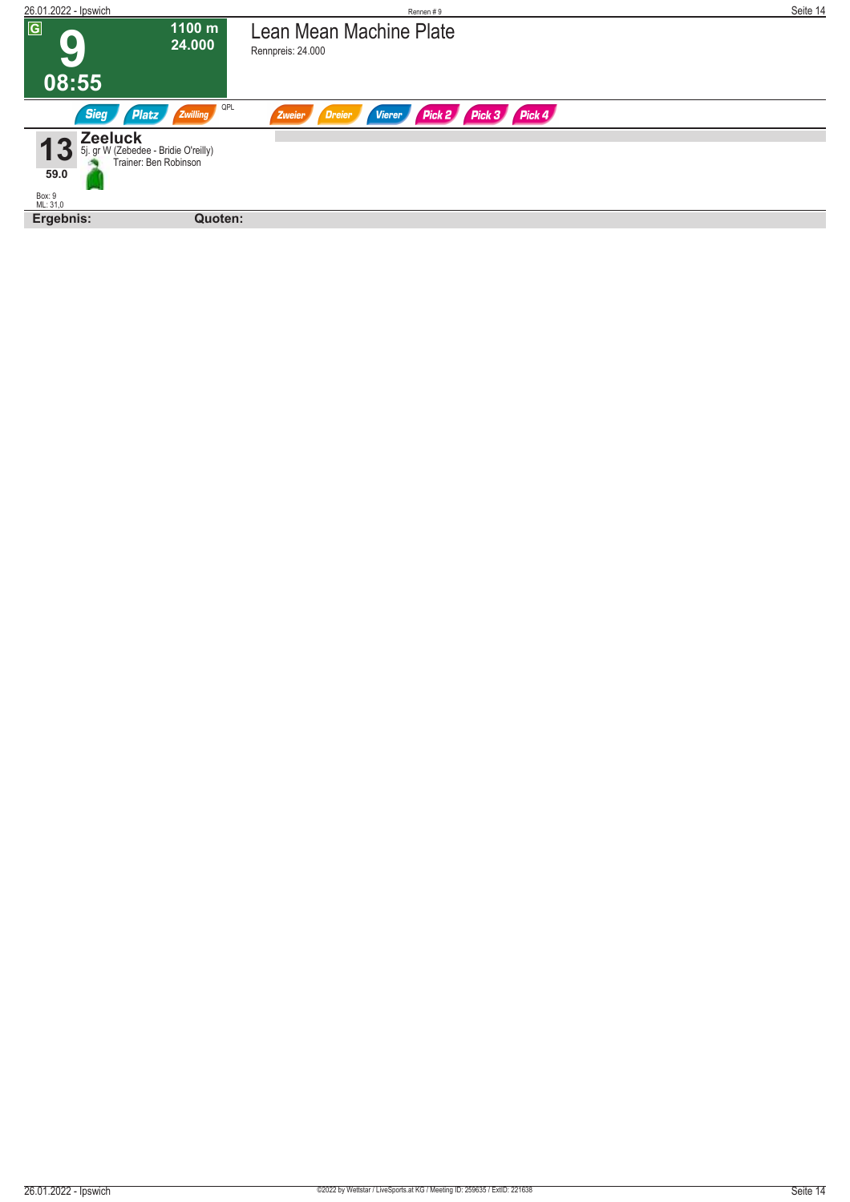G

# 9

1100 m
24.000

08:55

## Lean Mean Machine Plate

Rennpreis: 24.000

Sieg | Platz | Zwilling | QPL | Zweier | Dreier | Vierer | Pick 2 | Pick 3 | Pick 4

**13** **Zeeluck**
5j. gr W (Zebedee - Bridie O'reilly)
Trainer: Ben Robinson
**59.0**
Box: 9
ML: 31,0

**Ergebnis:** **Quoten:**